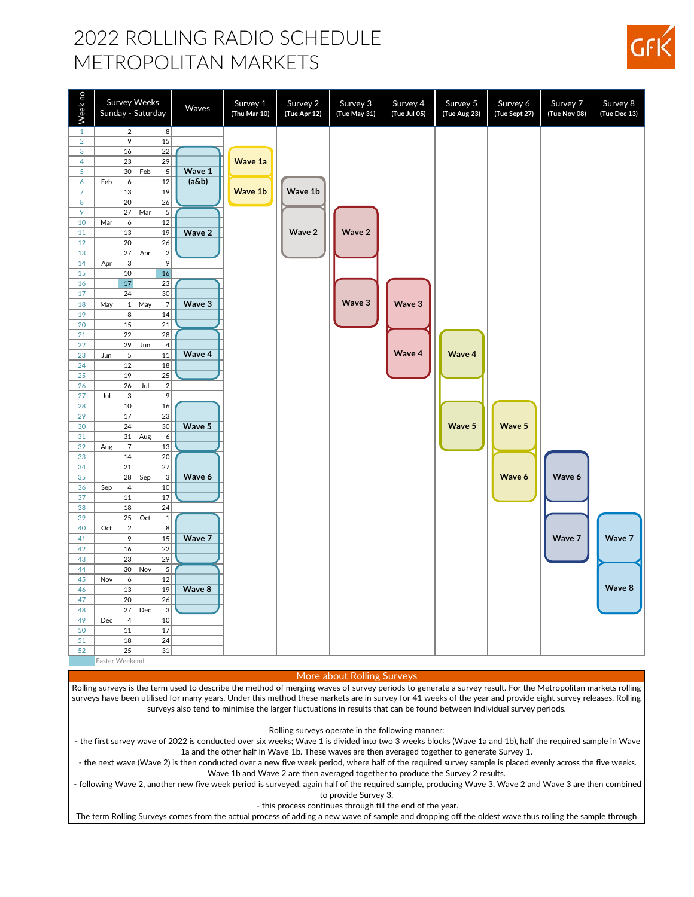# 2022 ROLLING RADIO SCHEDULE
# METROPOLITAN MARKETS

| Week no | Survey Weeks Sunday - Saturday | | | | Waves | Survey 1 (Thu Mar 10) | Survey 2 (Tue Apr 12) | Survey 3 (Tue May 31) | Survey 4 (Tue Jul 05) | Survey 5 (Tue Aug 23) | Survey 6 (Tue Sept 27) | Survey 7 (Tue Nov 08) | Survey 8 (Tue Dec 13) |
|---|---|---|---|---|---|---|---|---|---|---|---|---|---|
| 1 | | 2 | | 8 | | | | | | | | | |
| 2 | | 9 | | 15 | | | | | | | | | |
| 3 | | 16 | | 22 | Wave 1 (a&b) | | | | | | | | |
| 4 | | 23 | | 29 | Wave 1 (a&b) | Wave 1a | | | | | | | |
| 5 | | 30 | Feb | 5 | Wave 1 (a&b) | Wave 1a | | | | | | | |
| 6 | Feb | 6 | | 12 | Wave 1 (a&b) | Wave 1b | Wave 1b | | | | | | |
| 7 | | 13 | | 19 | Wave 1 (a&b) | Wave 1b | Wave 1b | | | | | | |
| 8 | | 20 | | 26 | Wave 1 (a&b) | Wave 1b | Wave 1b | | | | | | |
| 9 | | 27 | Mar | 5 | Wave 2 | | Wave 2 | Wave 2 | | | | | |
| 10 | Mar | 6 | | 12 | Wave 2 | | Wave 2 | Wave 2 | | | | | |
| 11 | | 13 | | 19 | Wave 2 | | Wave 2 | Wave 2 | | | | | |
| 12 | | 20 | | 26 | Wave 2 | | Wave 2 | Wave 2 | | | | | |
| 13 | | 27 | Apr | 2 | Wave 2 | | Wave 2 | Wave 2 | | | | | |
| 14 | Apr | 3 | | 9 | | | | | | | | | |
| 15 | | 10 | | 16 | | | | | | | | | |
| 16 | | 17 | | 23 | Wave 3 | | | Wave 3 | Wave 3 | | | | |
| 17 | | 24 | | 30 | Wave 3 | | | Wave 3 | Wave 3 | | | | |
| 18 | May | 1 | May | 7 | Wave 3 | | | Wave 3 | Wave 3 | | | | |
| 19 | | 8 | | 14 | Wave 3 | | | Wave 3 | Wave 3 | | | | |
| 20 | | 15 | | 21 | Wave 3 | | | Wave 3 | Wave 3 | | | | |
| 21 | | 22 | | 28 | Wave 4 | | | | Wave 4 | Wave 4 | | | |
| 22 | | 29 | Jun | 4 | Wave 4 | | | | Wave 4 | Wave 4 | | | |
| 23 | Jun | 5 | | 11 | Wave 4 | | | | Wave 4 | Wave 4 | | | |
| 24 | | 12 | | 18 | Wave 4 | | | | Wave 4 | Wave 4 | | | |
| 25 | | 19 | | 25 | Wave 4 | | | | Wave 4 | Wave 4 | | | |
| 26 | | 26 | Jul | 2 | | | | | | | | | |
| 27 | Jul | 3 | | 9 | | | | | | | | | |
| 28 | | 10 | | 16 | Wave 5 | | | | | Wave 5 | Wave 5 | | |
| 29 | | 17 | | 23 | Wave 5 | | | | | Wave 5 | Wave 5 | | |
| 30 | | 24 | | 30 | Wave 5 | | | | | Wave 5 | Wave 5 | | |
| 31 | | 31 | Aug | 6 | Wave 5 | | | | | Wave 5 | Wave 5 | | |
| 32 | Aug | 7 | | 13 | Wave 5 | | | | | Wave 5 | Wave 5 | | |
| 33 | | 14 | | 20 | Wave 6 | | | | | | Wave 6 | Wave 6 | |
| 34 | | 21 | | 27 | Wave 6 | | | | | | Wave 6 | Wave 6 | |
| 35 | | 28 | Sep | 3 | Wave 6 | | | | | | Wave 6 | Wave 6 | |
| 36 | Sep | 4 | | 10 | Wave 6 | | | | | | Wave 6 | Wave 6 | |
| 37 | | 11 | | 17 | Wave 6 | | | | | | Wave 6 | Wave 6 | |
| 38 | | 18 | | 24 | | | | | | | | | |
| 39 | | 25 | Oct | 1 | Wave 7 | | | | | | | Wave 7 | Wave 7 |
| 40 | Oct | 2 | | 8 | Wave 7 | | | | | | | Wave 7 | Wave 7 |
| 41 | | 9 | | 15 | Wave 7 | | | | | | | Wave 7 | Wave 7 |
| 42 | | 16 | | 22 | Wave 7 | | | | | | | Wave 7 | Wave 7 |
| 43 | | 23 | | 29 | Wave 7 | | | | | | | Wave 7 | Wave 7 |
| 44 | | 30 | Nov | 5 | Wave 8 | | | | | | | | Wave 8 |
| 45 | Nov | 6 | | 12 | Wave 8 | | | | | | | | Wave 8 |
| 46 | | 13 | | 19 | Wave 8 | | | | | | | | Wave 8 |
| 47 | | 20 | | 26 | Wave 8 | | | | | | | | Wave 8 |
| 48 | | 27 | Dec | 3 | Wave 8 | | | | | | | | Wave 8 |
| 49 | Dec | 4 | | 10 | | | | | | | | | |
| 50 | | 11 | | 17 | | | | | | | | | |
| 51 | | 18 | | 24 | | | | | | | | | |
| 52 | | 25 | | 31 | | | | | | | | | |

Easter Weekend (highlighted: 16 and 17 April)

## More about Rolling Surveys

Rolling surveys is the term used to describe the method of merging waves of survey periods to generate a survey result. For the Metropolitan markets rolling surveys have been utilised for many years. Under this method these markets are in survey for 41 weeks of the year and provide eight survey releases. Rolling surveys also tend to minimise the larger fluctuations in results that can be found between individual survey periods.

Rolling surveys operate in the following manner:

- the first survey wave of 2022 is conducted over six weeks; Wave 1 is divided into two 3 weeks blocks (Wave 1a and 1b), half the required sample in Wave 1a and the other half in Wave 1b. These waves are then averaged together to generate Survey 1.
- the next wave (Wave 2) is then conducted over a new five week period, where half of the required survey sample is placed evenly across the five weeks. Wave 1b and Wave 2 are then averaged together to produce the Survey 2 results.
- following Wave 2, another new five week period is surveyed, again half of the required sample, producing Wave 3. Wave 2 and Wave 3 are then combined to provide Survey 3.
- this process continues through till the end of the year.

The term Rolling Surveys comes from the actual process of adding a new wave of sample and dropping off the oldest wave thus rolling the sample through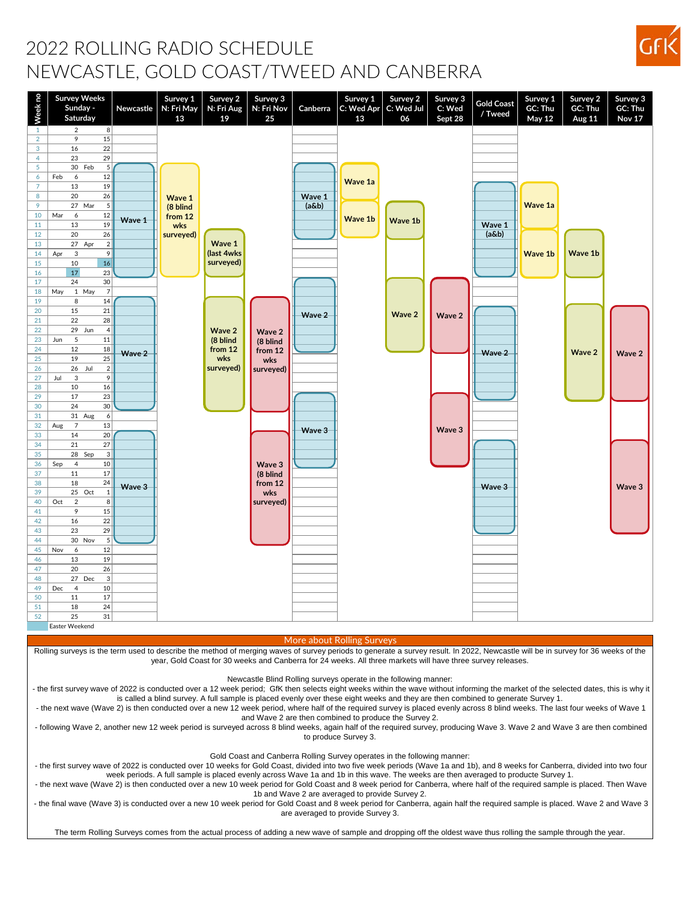# 2022 ROLLING RADIO SCHEDULE
# NEWCASTLE, GOLD COAST/TWEED AND CANBERRA

| Week no | Survey Weeks Sunday - Saturday | Newcastle | Survey 1 N: Fri May 13 | Survey 2 N: Fri Aug 19 | Survey 3 N: Fri Nov 25 | Canberra | Survey 1 C: Wed Apr 13 | Survey 2 C: Wed Jul 06 | Survey 3 C: Wed Sept 28 | Gold Coast / Tweed | Survey 1 GC: Thu May 12 | Survey 2 GC: Thu Aug 11 | Survey 3 GC: Thu Nov 17 |
|---|---|---|---|---|---|---|---|---|---|---|---|---|---|
| 1 | 2 – 8 | | | | | | | | | | | | |
| 2 | 9 – 15 | | | | | | | | | | | | |
| 3 | 16 – 22 | | | | | | | | | | | | |
| 4 | 23 – 29 | | | | | | | | | | | | |
| 5 | 30 – Feb 5 | Wave 1 | Wave 1 (8 blind from 12 wks surveyed) | | | Wave 1 (a&b) | Wave 1a | | | | | | |
| 6 | Feb 6 – 12 | Wave 1 | Wave 1 (8 blind from 12 wks surveyed) | | | Wave 1 (a&b) | Wave 1a | | | | | | |
| 7 | 13 – 19 | Wave 1 | Wave 1 (8 blind from 12 wks surveyed) | | | Wave 1 (a&b) | Wave 1a | | | Wave 1 (a&b) | Wave 1a | | |
| 8 | 20 – 26 | Wave 1 | Wave 1 (8 blind from 12 wks surveyed) | | | Wave 1 (a&b) | Wave 1a | | | Wave 1 (a&b) | Wave 1a | | |
| 9 | 27 – Mar 5 | Wave 1 | Wave 1 (8 blind from 12 wks surveyed) | | | Wave 1 (a&b) | Wave 1b | Wave 1b | | Wave 1 (a&b) | Wave 1a | | |
| 10 | Mar 6 – 12 | Wave 1 | Wave 1 (8 blind from 12 wks surveyed) | | | Wave 1 (a&b) | Wave 1b | Wave 1b | | Wave 1 (a&b) | Wave 1a | | |
| 11 | 13 – 19 | Wave 1 | Wave 1 (8 blind from 12 wks surveyed) | | | Wave 1 (a&b) | Wave 1b | Wave 1b | | Wave 1 (a&b) | Wave 1a | | |
| 12 | 20 – 26 | Wave 1 | Wave 1 (8 blind from 12 wks surveyed) | | | Wave 1 (a&b) | Wave 1b | Wave 1b | | Wave 1 (a&b) | Wave 1b | Wave 1b | |
| 13 | 27 – Apr 2 | Wave 1 | Wave 1 (8 blind from 12 wks surveyed) | Wave 1 (last 4wks surveyed) | | | | | | Wave 1 (a&b) | Wave 1b | Wave 1b | |
| 14 | Apr 3 – 9 | Wave 1 | Wave 1 (8 blind from 12 wks surveyed) | Wave 1 (last 4wks surveyed) | | | | | | Wave 1 (a&b) | Wave 1b | Wave 1b | |
| 15 | 10 – 16 | Wave 1 | Wave 1 (8 blind from 12 wks surveyed) | Wave 1 (last 4wks surveyed) | | | | | | Wave 1 (a&b) | Wave 1b | Wave 1b | |
| 16 | 17 – 23 | Wave 1 | Wave 1 (8 blind from 12 wks surveyed) | Wave 1 (last 4wks surveyed) | | | | | | Wave 1 (a&b) | Wave 1b | Wave 1b | |
| 17 | 24 – 30 | | | | | Wave 2 | | Wave 2 | Wave 2 | | | | |
| 18 | May 1 – May 7 | | | | | Wave 2 | | Wave 2 | Wave 2 | | | | |
| 19 | 8 – 14 | Wave 2 | | Wave 2 (8 blind from 12 wks surveyed) | Wave 2 (8 blind from 12 wks surveyed) | Wave 2 | | Wave 2 | Wave 2 | | | | |
| 20 | 15 – 21 | Wave 2 | | Wave 2 (8 blind from 12 wks surveyed) | Wave 2 (8 blind from 12 wks surveyed) | Wave 2 | | Wave 2 | Wave 2 | Wave 2 | | Wave 2 | Wave 2 |
| 21 | 22 – 28 | Wave 2 | | Wave 2 (8 blind from 12 wks surveyed) | Wave 2 (8 blind from 12 wks surveyed) | Wave 2 | | Wave 2 | Wave 2 | Wave 2 | | Wave 2 | Wave 2 |
| 22 | 29 – Jun 4 | Wave 2 | | Wave 2 (8 blind from 12 wks surveyed) | Wave 2 (8 blind from 12 wks surveyed) | Wave 2 | | Wave 2 | Wave 2 | Wave 2 | | Wave 2 | Wave 2 |
| 23 | Jun 5 – 11 | Wave 2 | | Wave 2 (8 blind from 12 wks surveyed) | Wave 2 (8 blind from 12 wks surveyed) | Wave 2 | | Wave 2 | Wave 2 | Wave 2 | | Wave 2 | Wave 2 |
| 24 | 12 – 18 | Wave 2 | | Wave 2 (8 blind from 12 wks surveyed) | Wave 2 (8 blind from 12 wks surveyed) | Wave 2 | | Wave 2 | Wave 2 | Wave 2 | | Wave 2 | Wave 2 |
| 25 | 19 – 25 | Wave 2 | | Wave 2 (8 blind from 12 wks surveyed) | Wave 2 (8 blind from 12 wks surveyed) | | | | | Wave 2 | | Wave 2 | Wave 2 |
| 26 | 26 – Jul 2 | Wave 2 | | Wave 2 (8 blind from 12 wks surveyed) | Wave 2 (8 blind from 12 wks surveyed) | | | | | Wave 2 | | Wave 2 | Wave 2 |
| 27 | Jul 3 – 9 | Wave 2 | | Wave 2 (8 blind from 12 wks surveyed) | Wave 2 (8 blind from 12 wks surveyed) | | | | | Wave 2 | | Wave 2 | Wave 2 |
| 28 | 10 – 16 | Wave 2 | | Wave 2 (8 blind from 12 wks surveyed) | Wave 2 (8 blind from 12 wks surveyed) | | | | | Wave 2 | | Wave 2 | Wave 2 |
| 29 | 17 – 23 | Wave 2 | | Wave 2 (8 blind from 12 wks surveyed) | Wave 2 (8 blind from 12 wks surveyed) | Wave 3 | | | Wave 3 | Wave 2 | | Wave 2 | Wave 2 |
| 30 | 24 – 30 | Wave 2 | | Wave 2 (8 blind from 12 wks surveyed) | Wave 2 (8 blind from 12 wks surveyed) | Wave 3 | | | Wave 3 | | | | |
| 31 | 31 – Aug 6 | | | | | Wave 3 | | | Wave 3 | | | | |
| 32 | Aug 7 – 13 | | | | | Wave 3 | | | Wave 3 | | | | |
| 33 | 14 – 20 | Wave 3 | | | Wave 3 (8 blind from 12 wks surveyed) | Wave 3 | | | Wave 3 | | | | |
| 34 | 21 – 27 | Wave 3 | | | Wave 3 (8 blind from 12 wks surveyed) | Wave 3 | | | Wave 3 | Wave 3 | | | Wave 3 |
| 35 | 28 – Sep 3 | Wave 3 | | | Wave 3 (8 blind from 12 wks surveyed) | Wave 3 | | | Wave 3 | Wave 3 | | | Wave 3 |
| 36 | Sep 4 – 10 | Wave 3 | | | Wave 3 (8 blind from 12 wks surveyed) | Wave 3 | | | Wave 3 | Wave 3 | | | Wave 3 |
| 37 | 11 – 17 | Wave 3 | | | Wave 3 (8 blind from 12 wks surveyed) | | | | | Wave 3 | | | Wave 3 |
| 38 | 18 – 24 | Wave 3 | | | Wave 3 (8 blind from 12 wks surveyed) | | | | | Wave 3 | | | Wave 3 |
| 39 | 25 – Oct 1 | Wave 3 | | | Wave 3 (8 blind from 12 wks surveyed) | | | | | Wave 3 | | | Wave 3 |
| 40 | Oct 2 – 8 | Wave 3 | | | Wave 3 (8 blind from 12 wks surveyed) | | | | | Wave 3 | | | Wave 3 |
| 41 | 9 – 15 | Wave 3 | | | Wave 3 (8 blind from 12 wks surveyed) | | | | | Wave 3 | | | Wave 3 |
| 42 | 16 – 22 | Wave 3 | | | Wave 3 (8 blind from 12 wks surveyed) | | | | | Wave 3 | | | Wave 3 |
| 43 | 23 – 29 | Wave 3 | | | Wave 3 (8 blind from 12 wks surveyed) | | | | | Wave 3 | | | Wave 3 |
| 44 | 30 – Nov 5 | Wave 3 | | | Wave 3 (8 blind from 12 wks surveyed) | | | | | | | | |
| 45 | Nov 6 – 12 | | | | | | | | | | | | |
| 46 | 13 – 19 | | | | | | | | | | | | |
| 47 | 20 – 26 | | | | | | | | | | | | |
| 48 | 27 – Dec 3 | | | | | | | | | | | | |
| 49 | Dec 4 – 10 | | | | | | | | | | | | |
| 50 | 11 – 17 | | | | | | | | | | | | |
| 51 | 18 – 24 | | | | | | | | | | | | |
| 52 | 25 – 31 | | | | | | | | | | | | |

Easter Weekend (Saturday 16 April and Sunday 17 April highlighted)

## More about Rolling Surveys

Rolling surveys is the term used to describe the method of merging waves of survey periods to generate a survey result. In 2022, Newcastle will be in survey for 36 weeks of the year, Gold Coast for 30 weeks and Canberra for 24 weeks. All three markets will have three survey releases.

Newcastle Blind Rolling surveys operate in the following manner:

- the first survey wave of 2022 is conducted over a 12 week period; GfK then selects eight weeks within the wave without informing the market of the selected dates, this is why it is called a blind survey. A full sample is placed evenly over these eight weeks and they are then combined to generate Survey 1.
- the next wave (Wave 2) is then conducted over a new 12 week period, where half of the required survey is placed evenly across 8 blind weeks. The last four weeks of Wave 1 and Wave 2 are then combined to produce the Survey 2.
- following Wave 2, another new 12 week period is surveyed across 8 blind weeks, again half of the required survey, producing Wave 3. Wave 2 and Wave 3 are then combined to produce Survey 3.

Gold Coast and Canberra Rolling Survey operates in the following manner:

- the first survey wave of 2022 is conducted over 10 weeks for Gold Coast, divided into two five week periods (Wave 1a and 1b), and 8 weeks for Canberra, divided into two four week periods. A full sample is placed evenly across Wave 1a and 1b in this wave. The weeks are then averaged to producte Survey 1.
- the next wave (Wave 2) is then conducted over a new 10 week period for Gold Coast and 8 week period for Canberra, where half of the required sample is placed. Then Wave 1b and Wave 2 are averaged to provide Survey 2.
- the final wave (Wave 3) is conducted over a new 10 week period for Gold Coast and 8 week period for Canberra, again half the required sample is placed. Wave 2 and Wave 3 are averaged to provide Survey 3.

The term Rolling Surveys comes from the actual process of adding a new wave of sample and dropping off the oldest wave thus rolling the sample through the year.